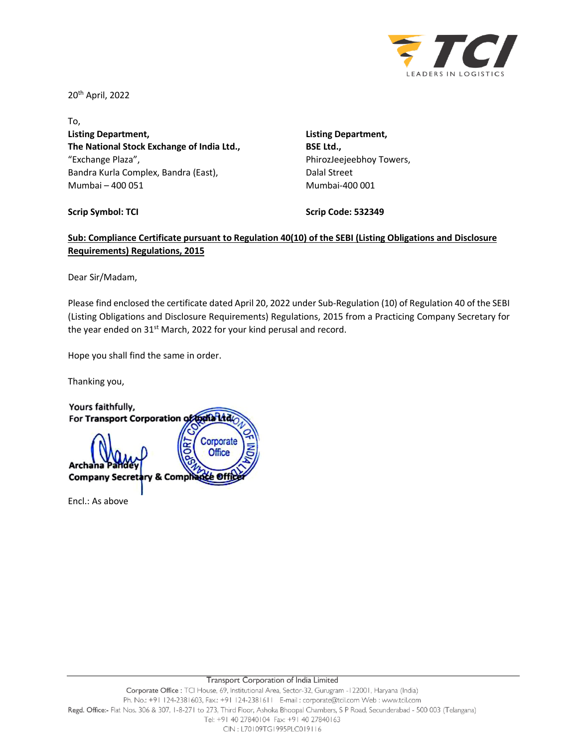20th April, 2022

To,

**Listing Department,**
**The National Stock Exchange of India Ltd.,**
"Exchange Plaza",
Bandra Kurla Complex, Bandra (East),
Mumbai – 400 051

**Scrip Symbol: TCI**

**Listing Department,**
**BSE Ltd.,**
PhirozJeejeebhoy Towers,
Dalal Street
Mumbai-400 001

**Scrip Code: 532349**

**Sub: Compliance Certificate pursuant to Regulation 40(10) of the SEBI (Listing Obligations and Disclosure Requirements) Regulations, 2015**

Dear Sir/Madam,

Please find enclosed the certificate dated April 20, 2022 under Sub-Regulation (10) of Regulation 40 of the SEBI (Listing Obligations and Disclosure Requirements) Regulations, 2015 from a Practicing Company Secretary for the year ended on 31st March, 2022 for your kind perusal and record.

Hope you shall find the same in order.

Thanking you,

Yours faithfully,
**For Transport Corporation of India Ltd.**

**Archana Pandey**
**Company Secretary & Compliance Officer**

Encl.: As above

Transport Corporation of India Limited
Corporate Office : TCI House, 69, Institutional Area, Sector-32, Gurugram -122001, Haryana (India)
Ph. No.: +91 124-2381603, Fax.: +91 124-2381611 E-mail : corporate@tcil.com Web : www.tcil.com
Regd. Office:- Flat Nos. 306 & 307, 1-8-271 to 273, Third Floor, Ashoka Bhoopal Chambers, S P Road, Secunderabad - 500 003 (Telangana)
Tel: +91 40 27840104 Fax: +91 40 27840163
CIN : L70109TG1995PLC019116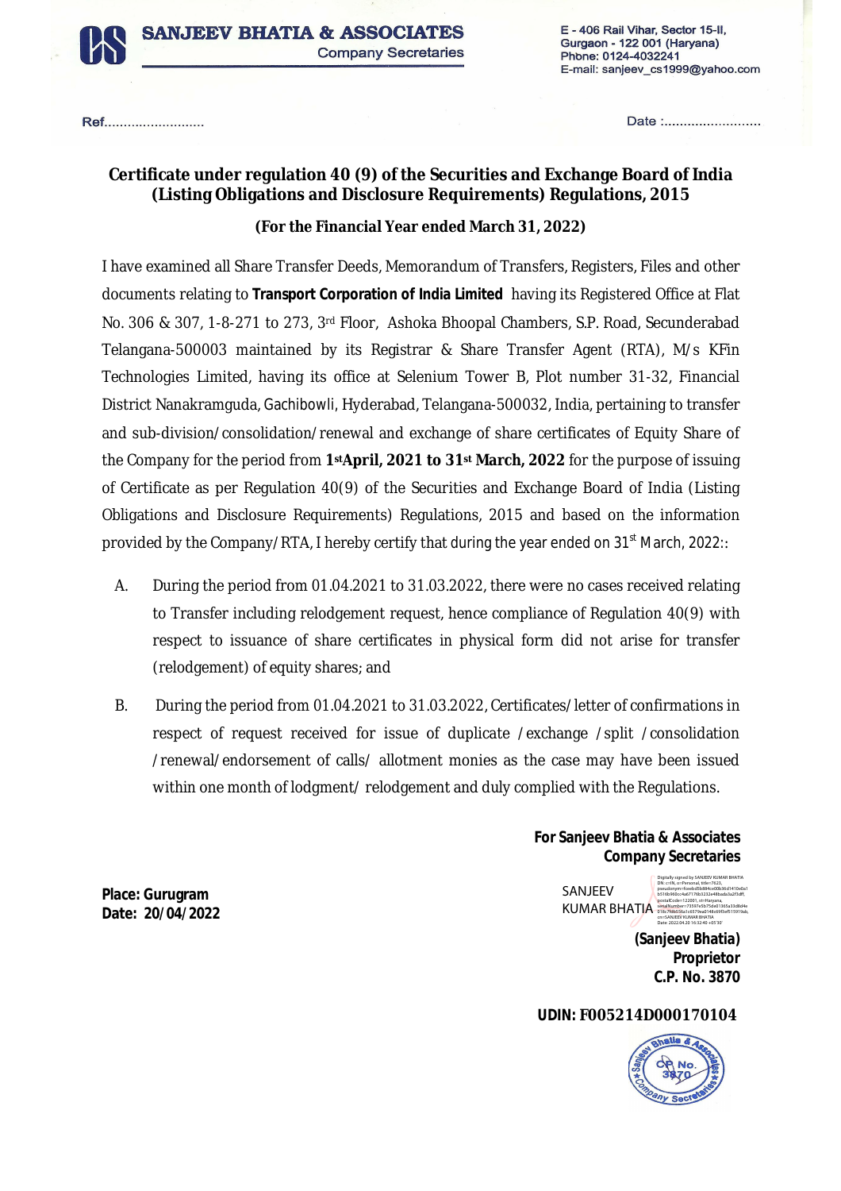**SANJEEV BHATIA & ASSOCIATES**
Company Secretaries

E - 406 Rail Vihar, Sector 15-II,
Gurgaon - 122 001 (Haryana)
Phone: 0124-4032241
E-mail: sanjeev_cs1999@yahoo.com

Ref.......................... Date :..........................

## Certificate under regulation 40 (9) of the Securities and Exchange Board of India (Listing Obligations and Disclosure Requirements) Regulations, 2015

**(For the Financial Year ended March 31, 2022)**

I have examined all Share Transfer Deeds, Memorandum of Transfers, Registers, Files and other documents relating to **Transport Corporation of India Limited** having its Registered Office at Flat No. 306 & 307, 1-8-271 to 273, 3rd Floor, Ashoka Bhoopal Chambers, S.P. Road, Secunderabad Telangana-500003 maintained by its Registrar & Share Transfer Agent (RTA), M/s KFin Technologies Limited, having its office at Selenium Tower B, Plot number 31-32, Financial District Nanakramguda, Gachibowli, Hyderabad, Telangana-500032, India, pertaining to transfer and sub-division/consolidation/renewal and exchange of share certificates of Equity Share of the Company for the period from **1st April, 2021 to 31st March, 2022** for the purpose of issuing of Certificate as per Regulation 40(9) of the Securities and Exchange Board of India (Listing Obligations and Disclosure Requirements) Regulations, 2015 and based on the information provided by the Company/RTA, I hereby certify that during the year ended on 31st March, 2022::

A. During the period from 01.04.2021 to 31.03.2022, there were no cases received relating to Transfer including relodgement request, hence compliance of Regulation 40(9) with respect to issuance of share certificates in physical form did not arise for transfer (relodgement) of equity shares; and

B. During the period from 01.04.2021 to 31.03.2022, Certificates/letter of confirmations in respect of request received for issue of duplicate /exchange /split /consolidation /renewal/endorsement of calls/ allotment monies as the case may have been issued within one month of lodgment/ relodgement and duly complied with the Regulations.

**For Sanjeev Bhatia & Associates**
**Company Secretaries**

SANJEEV KUMAR BHATIA

**Place: Gurugram**
**Date: 20/04/2022**

**(Sanjeev Bhatia)**
**Proprietor**
**C.P. No. 3870**

**UDIN: F005214D000170104**